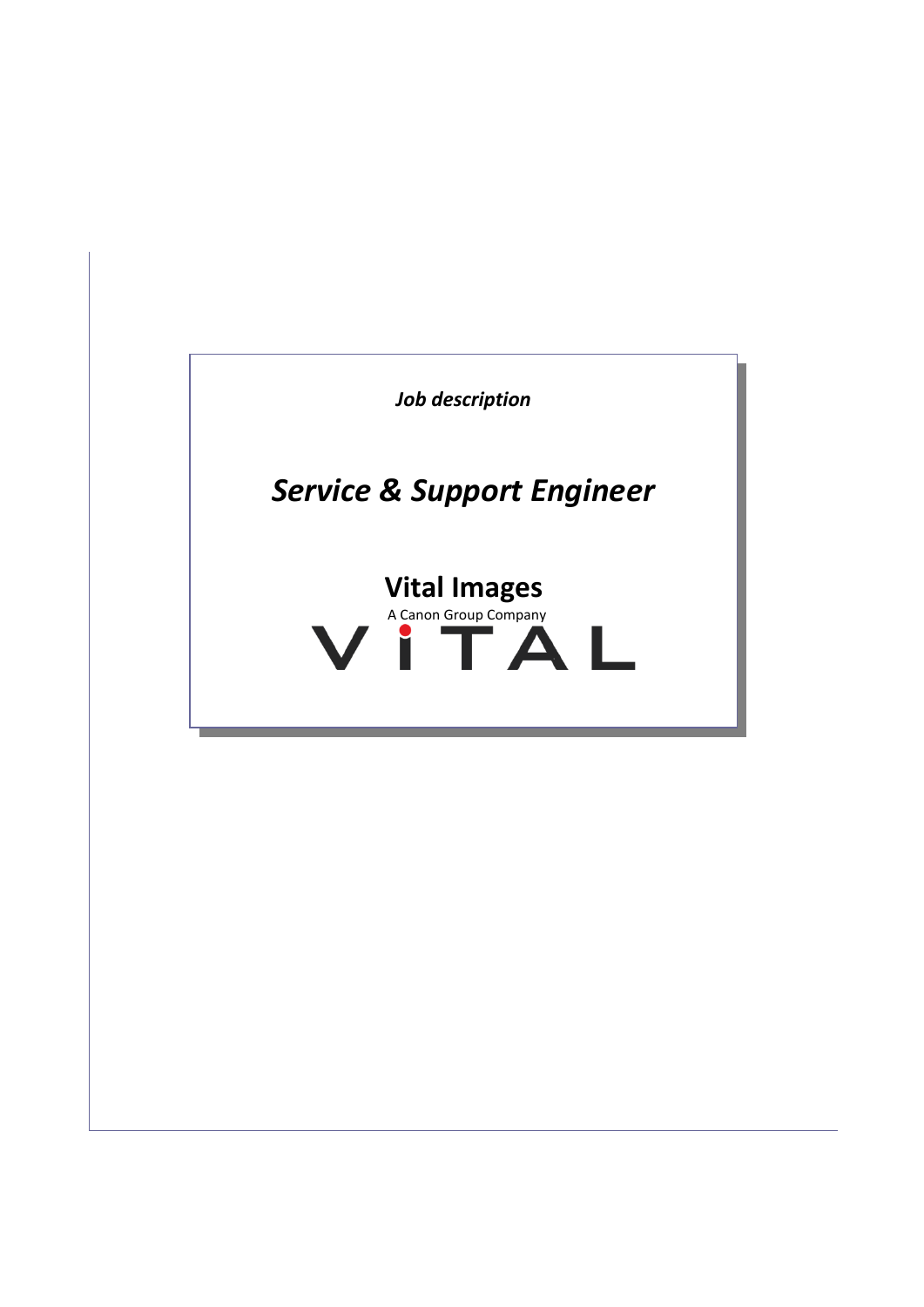*Job description*

# *Service & Support Engineer*

**Vital Images**

A Canon Group Company

VITAL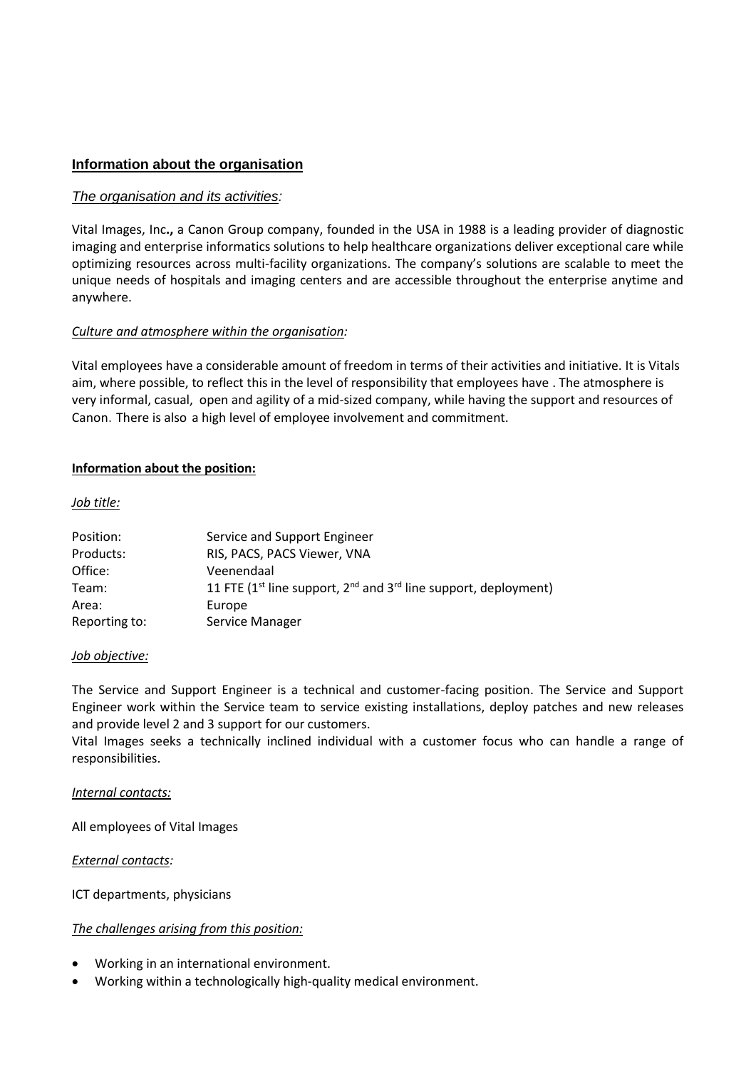## Information about the organisation

### *The organisation and its activities:*

Vital Images, Inc**.,** a Canon Group company, founded in the USA in 1988 is a leading provider of diagnostic imaging and enterprise informatics solutions to help healthcare organizations deliver exceptional care while optimizing resources across multi-facility organizations. The company's solutions are scalable to meet the unique needs of hospitals and imaging centers and are accessible throughout the enterprise anytime and anywhere.

*Culture and atmosphere within the organisation:*

Vital employees have a considerable amount of freedom in terms of their activities and initiative. It is Vitals aim, where possible, to reflect this in the level of responsibility that employees have . The atmosphere is very informal, casual, open and agility of a mid-sized company, while having the support and resources of Canon. There is also a high level of employee involvement and commitment.

**Information about the position:**

*Job title:*

| | |
|---|---|
| Position: | Service and Support Engineer |
| Products: | RIS, PACS, PACS Viewer, VNA |
| Office: | Veenendaal |
| Team: | 11 FTE (1st line support, 2nd and 3rd line support, deployment) |
| Area: | Europe |
| Reporting to: | Service Manager |

*Job objective:*

The Service and Support Engineer is a technical and customer-facing position. The Service and Support Engineer work within the Service team to service existing installations, deploy patches and new releases and provide level 2 and 3 support for our customers.
Vital Images seeks a technically inclined individual with a customer focus who can handle a range of responsibilities.

*Internal contacts:*

All employees of Vital Images

*External contacts:*

ICT departments, physicians

*The challenges arising from this position:*

- Working in an international environment.
- Working within a technologically high-quality medical environment.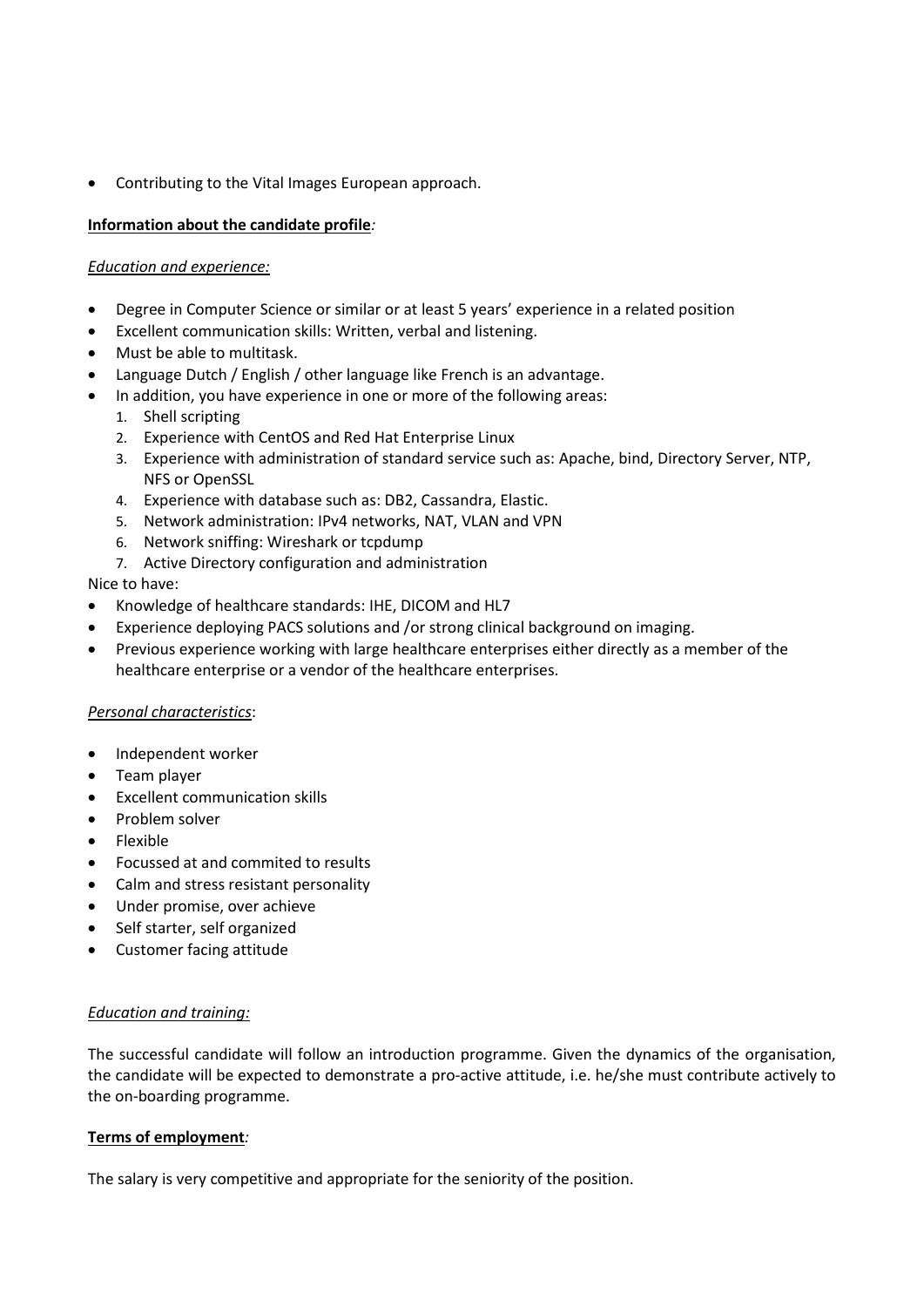- Contributing to the Vital Images European approach.

**Information about the candidate profile***:*

*Education and experience:*

- Degree in Computer Science or similar or at least 5 years' experience in a related position
- Excellent communication skills: Written, verbal and listening.
- Must be able to multitask.
- Language Dutch / English / other language like French is an advantage.
- In addition, you have experience in one or more of the following areas:
    1. Shell scripting
    2. Experience with CentOS and Red Hat Enterprise Linux
    3. Experience with administration of standard service such as: Apache, bind, Directory Server, NTP, NFS or OpenSSL
    4. Experience with database such as: DB2, Cassandra, Elastic.
    5. Network administration: IPv4 networks, NAT, VLAN and VPN
    6. Network sniffing: Wireshark or tcpdump
    7. Active Directory configuration and administration

Nice to have:

- Knowledge of healthcare standards: IHE, DICOM and HL7
- Experience deploying PACS solutions and /or strong clinical background on imaging.
- Previous experience working with large healthcare enterprises either directly as a member of the healthcare enterprise or a vendor of the healthcare enterprises.

*Personal characteristics*:

- Independent worker
- Team player
- Excellent communication skills
- Problem solver
- Flexible
- Focussed at and commited to results
- Calm and stress resistant personality
- Under promise, over achieve
- Self starter, self organized
- Customer facing attitude

*Education and training:*

The successful candidate will follow an introduction programme. Given the dynamics of the organisation, the candidate will be expected to demonstrate a pro-active attitude, i.e. he/she must contribute actively to the on-boarding programme.

**Terms of employment***:*

The salary is very competitive and appropriate for the seniority of the position.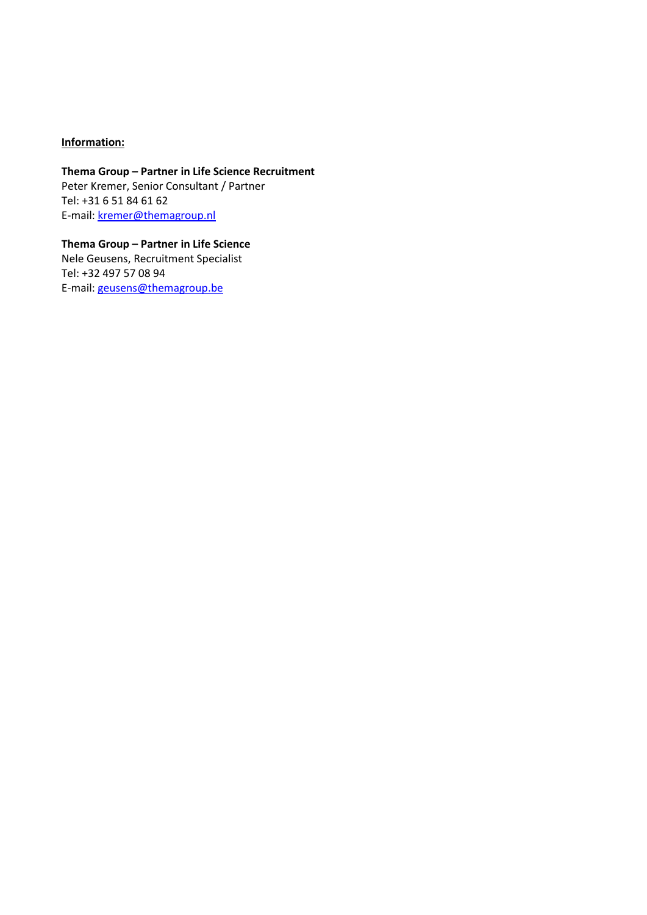**Information:**

**Thema Group – Partner in Life Science Recruitment**
Peter Kremer, Senior Consultant / Partner
Tel: +31 6 51 84 61 62
E-mail: kremer@themagroup.nl

**Thema Group – Partner in Life Science**
Nele Geusens, Recruitment Specialist
Tel: +32 497 57 08 94
E-mail: geusens@themagroup.be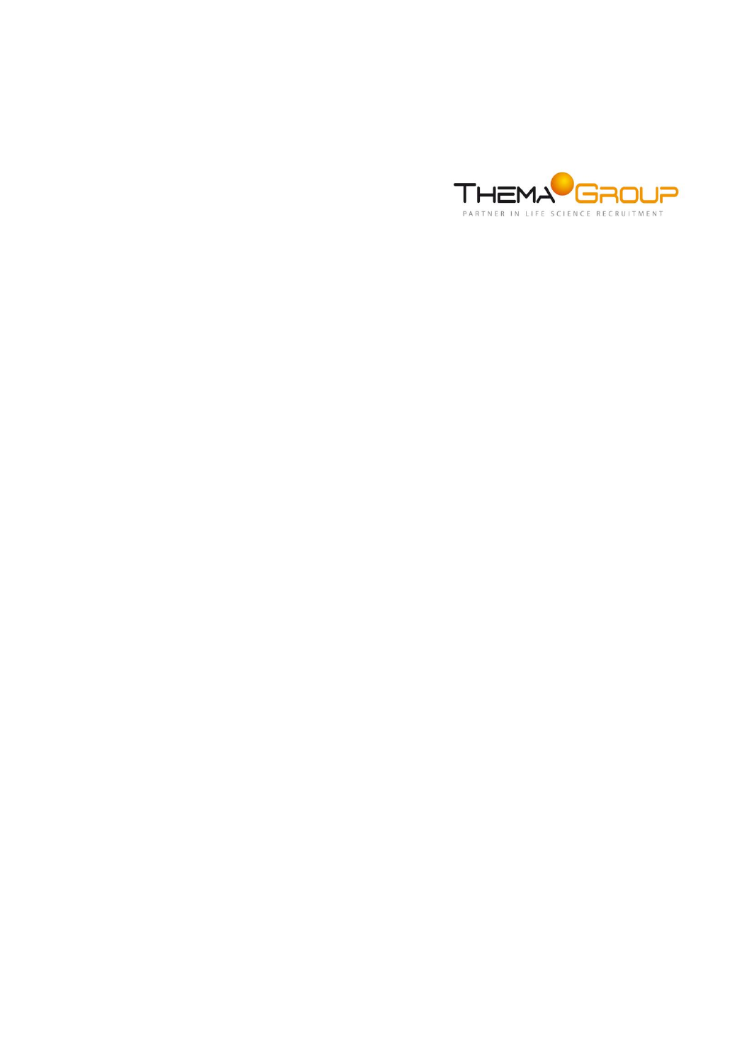THEMA GROUP

PARTNER IN LIFE SCIENCE RECRUITMENT